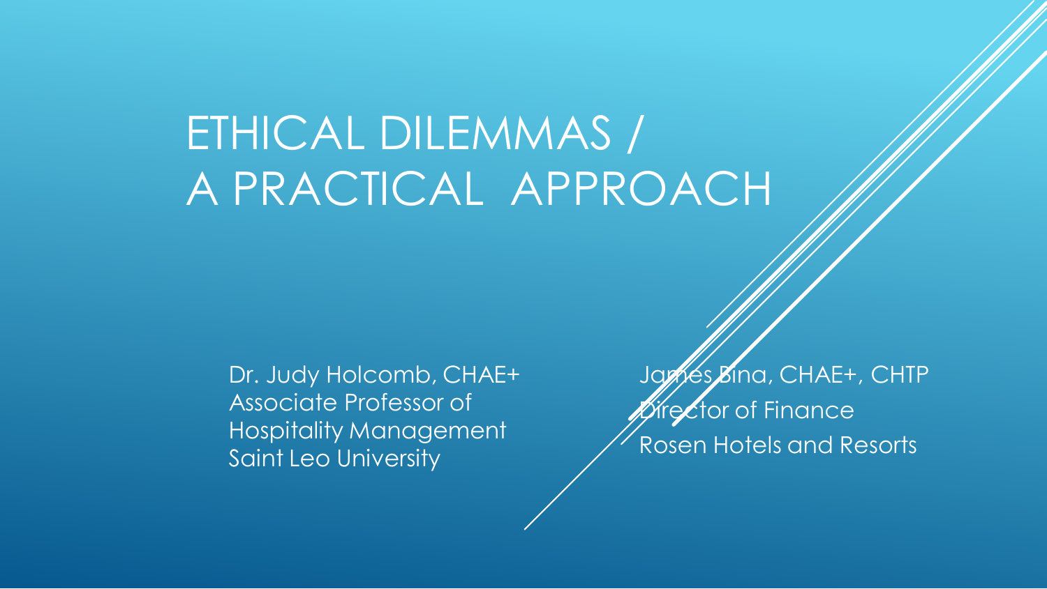# ETHICAL DILEMMAS / A PRACTICAL APPROACH

Dr. Judy Holcomb, CHAE+
Associate Professor of Hospitality Management
Saint Leo University

James Bina, CHAE+, CHTP
Director of Finance
Rosen Hotels and Resorts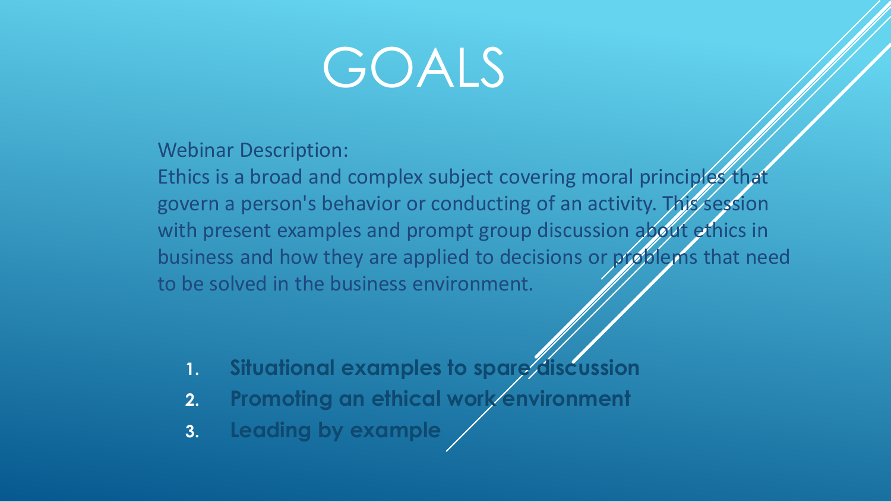# GOALS

Webinar Description:

Ethics is a broad and complex subject covering moral principles that govern a person's behavior or conducting of an activity. This session with present examples and prompt group discussion about ethics in business and how they are applied to decisions or problems that need to be solved in the business environment.

1. **Situational examples to spare discussion**
2. **Promoting an ethical work environment**
3. **Leading by example**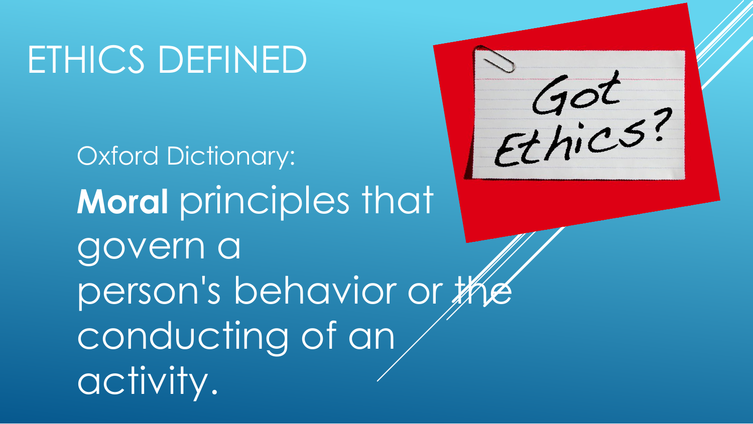# ETHICS DEFINED

Oxford Dictionary:

**Moral** principles that govern a person's behavior or the conducting of an activity.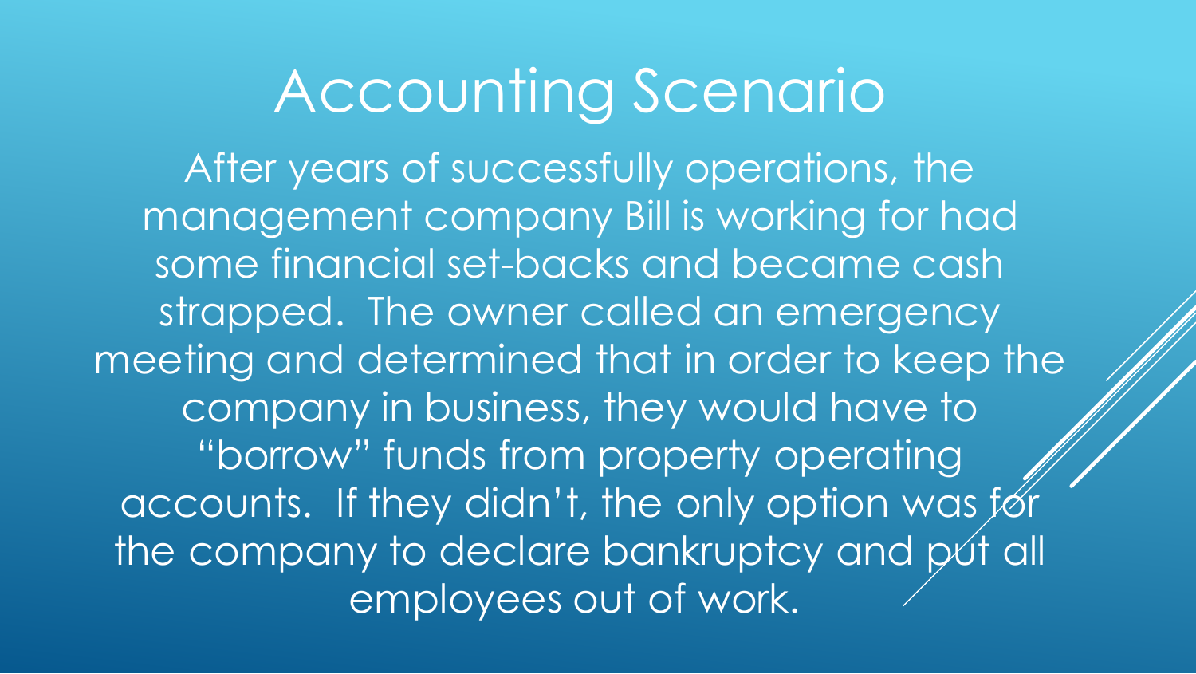# Accounting Scenario

After years of successfully operations, the management company Bill is working for had some financial set-backs and became cash strapped. The owner called an emergency meeting and determined that in order to keep the company in business, they would have to "borrow" funds from property operating accounts. If they didn't, the only option was for the company to declare bankruptcy and put all employees out of work.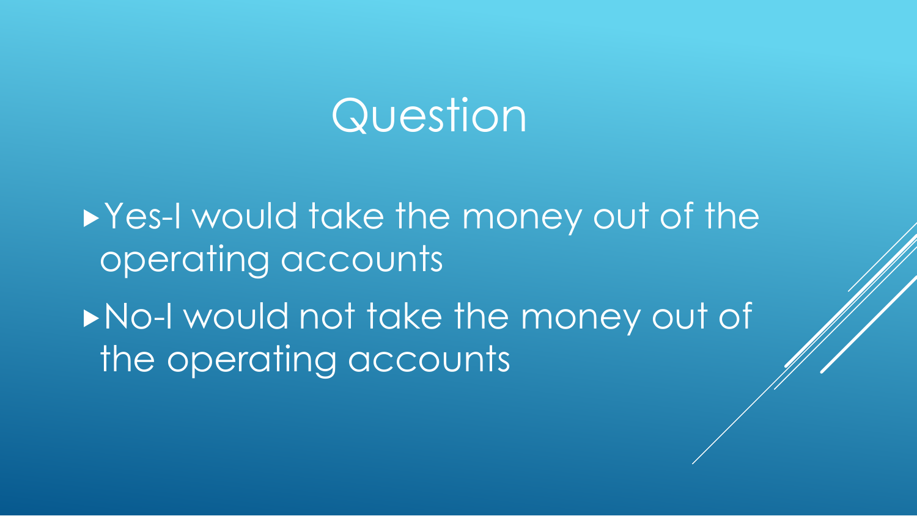# Question

- Yes-I would take the money out of the operating accounts
- No-I would not take the money out of the operating accounts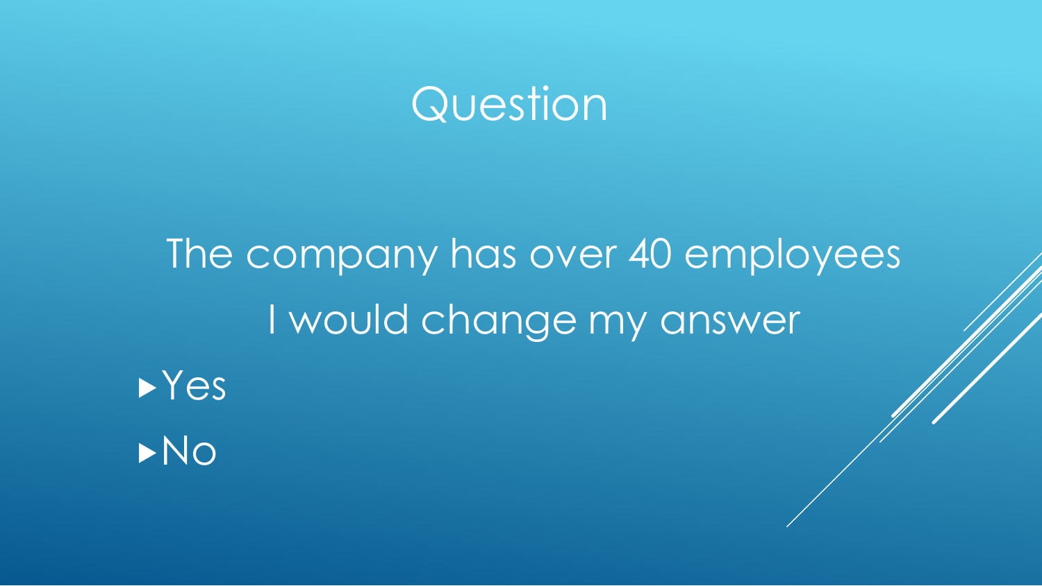# Question

The company has over 40 employees

I would change my answer

- Yes
- No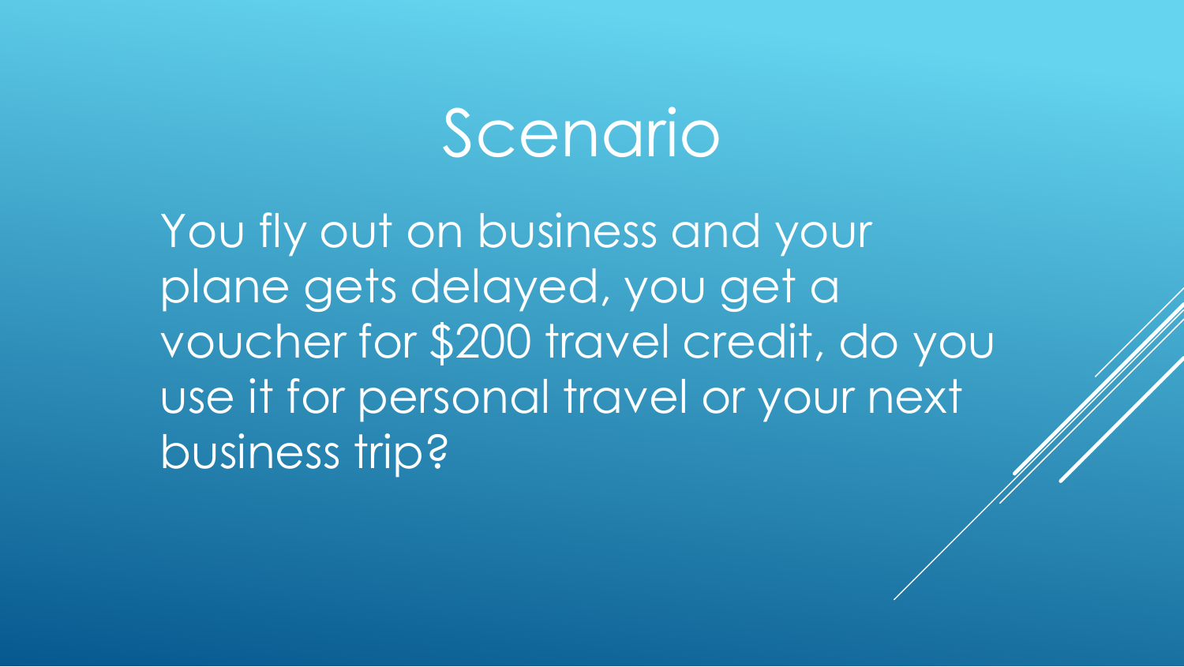# Scenario

You fly out on business and your plane gets delayed, you get a voucher for $200 travel credit, do you use it for personal travel or your next business trip?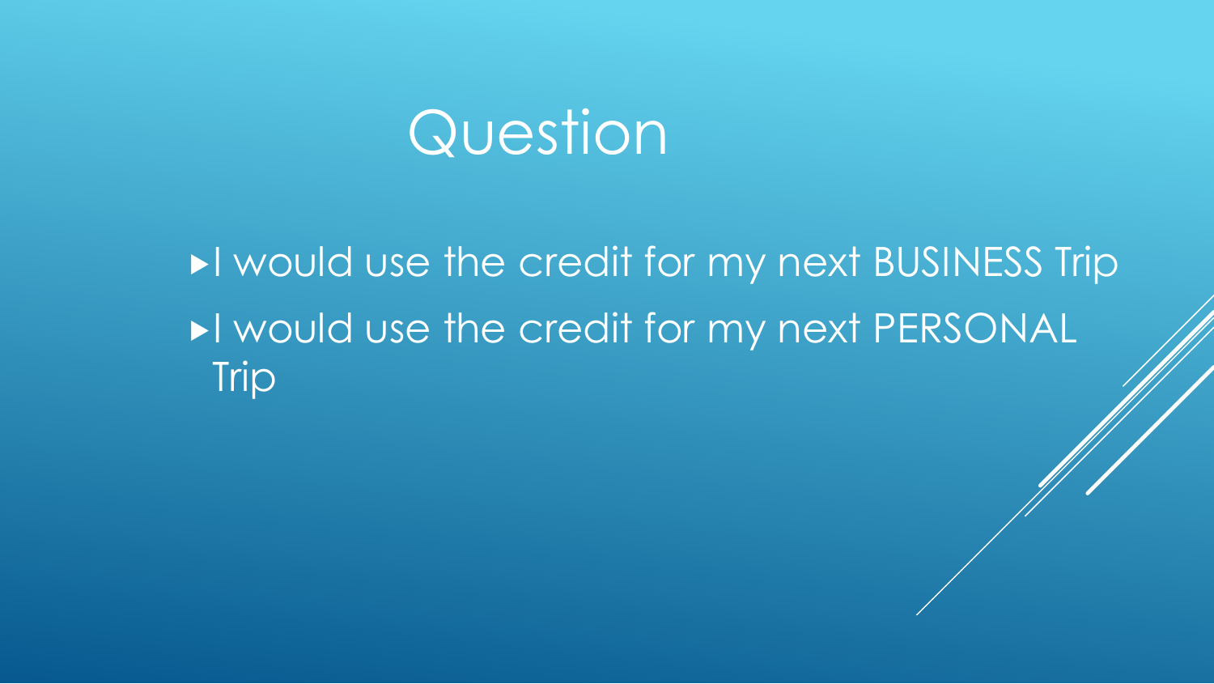# Question

- I would use the credit for my next BUSINESS Trip
- I would use the credit for my next PERSONAL Trip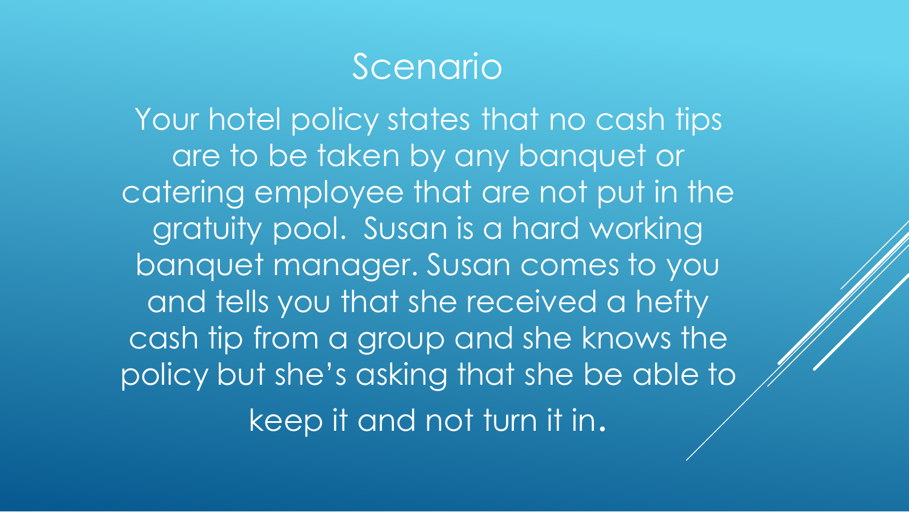# Scenario

Your hotel policy states that no cash tips are to be taken by any banquet or catering employee that are not put in the gratuity pool. Susan is a hard working banquet manager. Susan comes to you and tells you that she received a hefty cash tip from a group and she knows the policy but she's asking that she be able to keep it and not turn it in.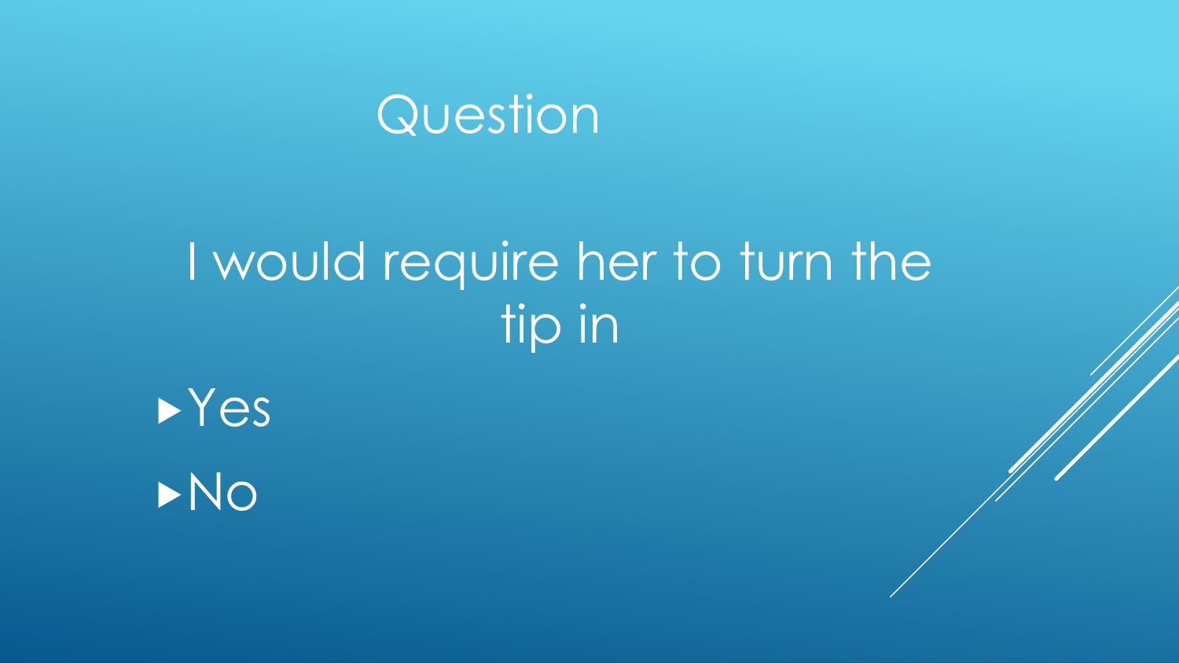# Question

I would require her to turn the tip in

- Yes
- No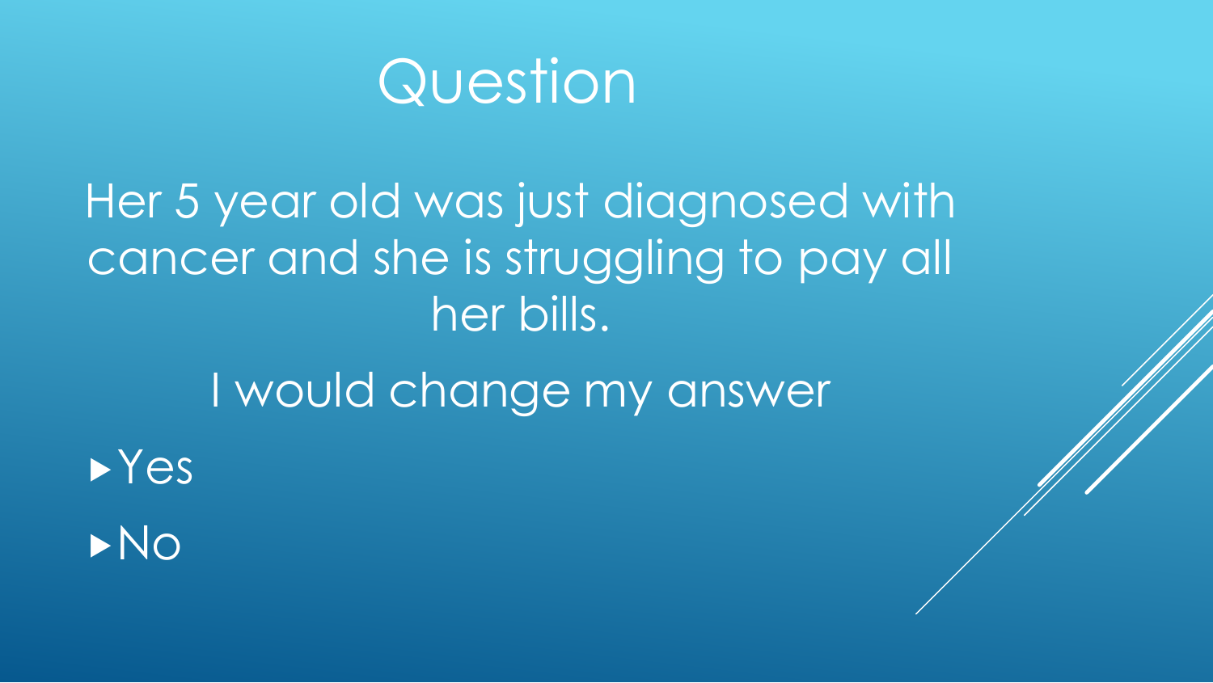# Question

Her 5 year old was just diagnosed with cancer and she is struggling to pay all her bills.

I would change my answer

- Yes
- No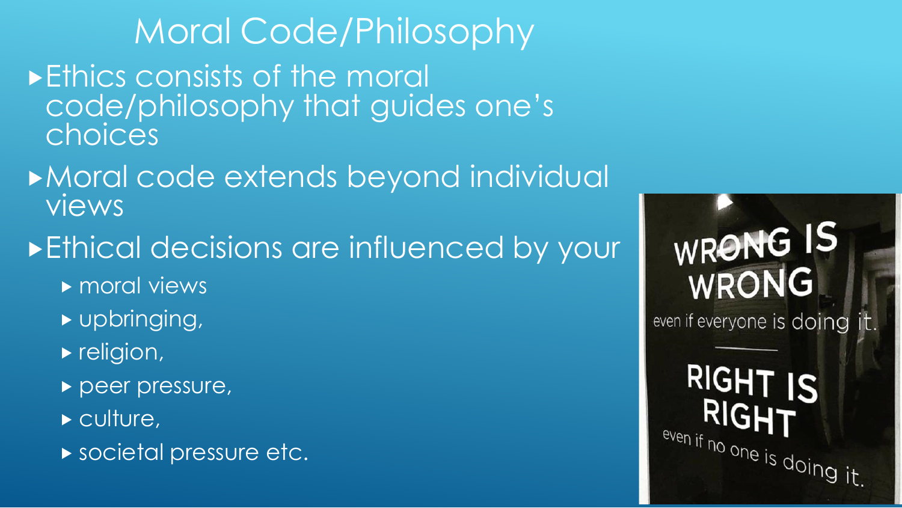# Moral Code/Philosophy

- Ethics consists of the moral code/philosophy that guides one's choices
- Moral code extends beyond individual views
- Ethical decisions are influenced by your
  - moral views
  - upbringing,
  - religion,
  - peer pressure,
  - culture,
  - societal pressure etc.

WRONG IS WRONG even if everyone is doing it.

RIGHT IS RIGHT even if no one is doing it.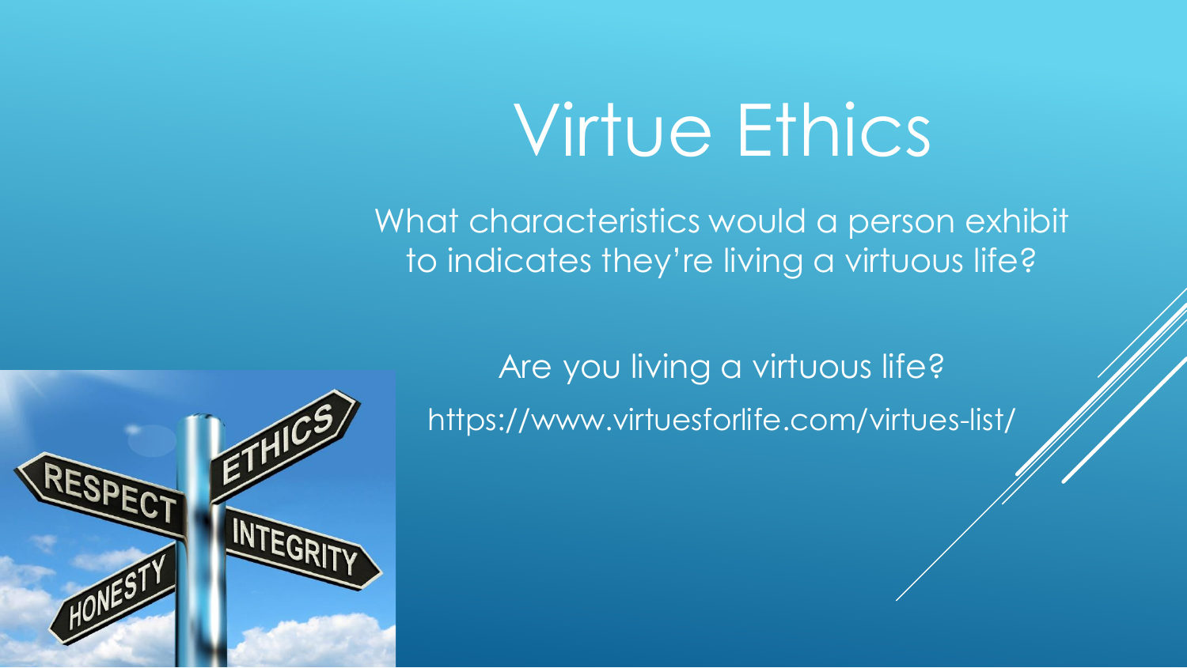# Virtue Ethics

What characteristics would a person exhibit to indicates they're living a virtuous life?

Are you living a virtuous life?

https://www.virtuesforlife.com/virtues-list/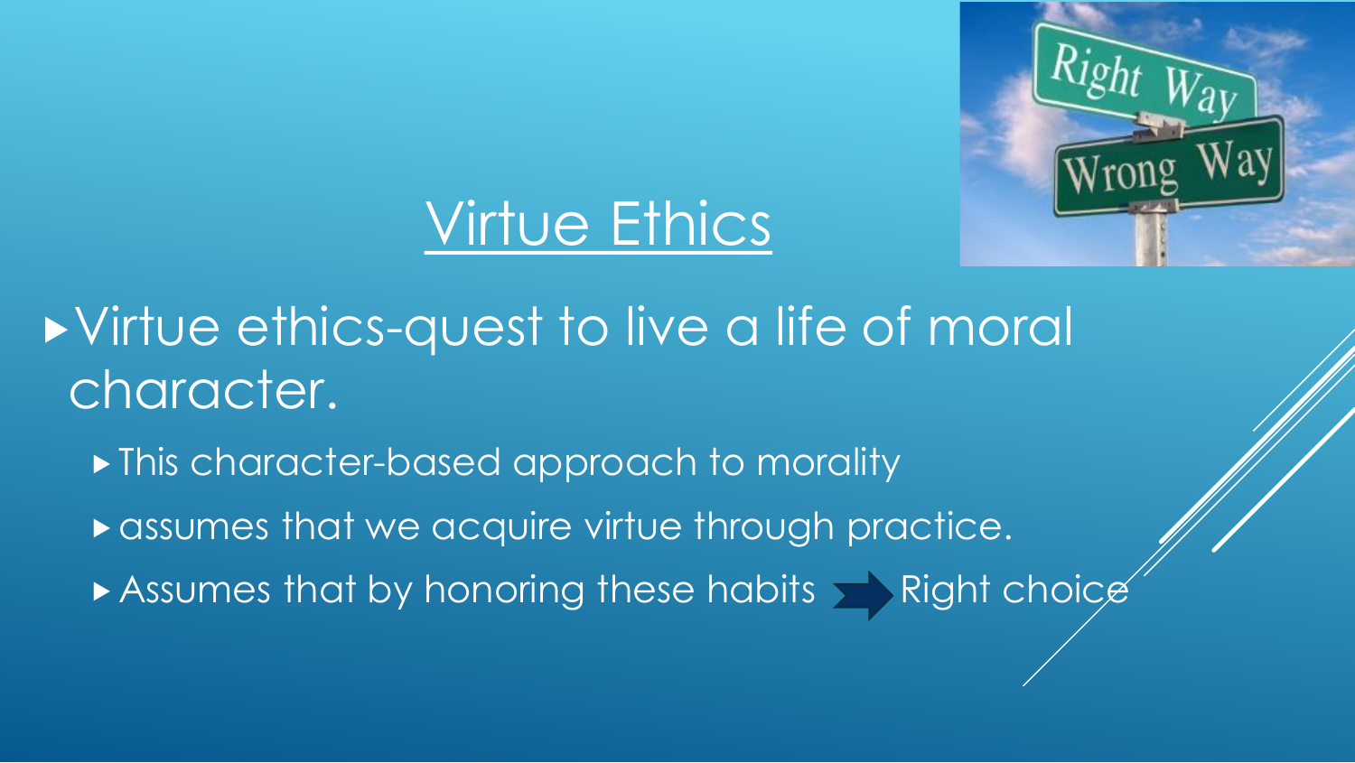# Virtue Ethics

- Virtue ethics-quest to live a life of moral character.
  - This character-based approach to morality
  - assumes that we acquire virtue through practice.
  - Assumes that by honoring these habits → Right choice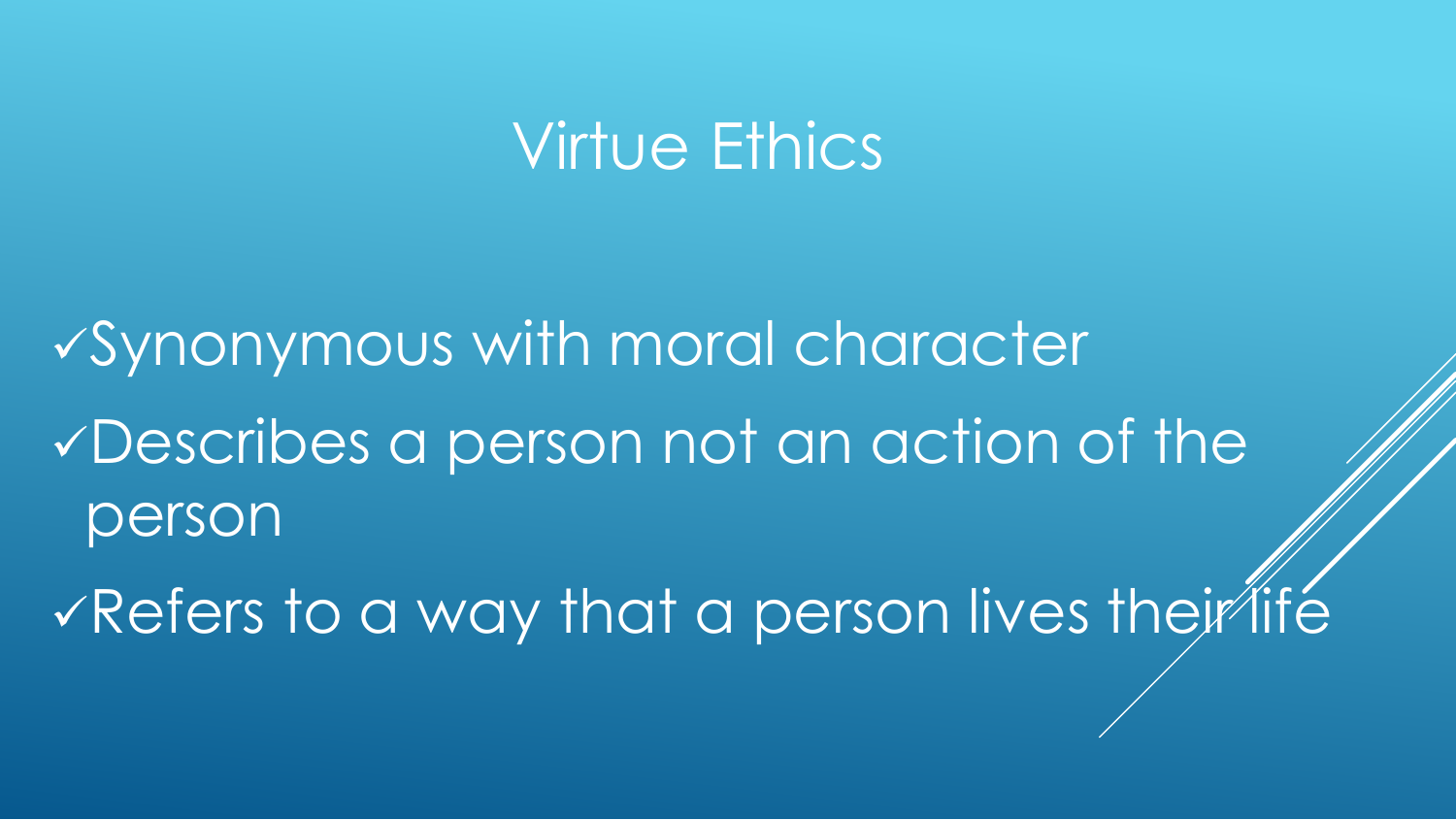# Virtue Ethics

- ✓Synonymous with moral character
- ✓Describes a person not an action of the person
- ✓Refers to a way that a person lives their life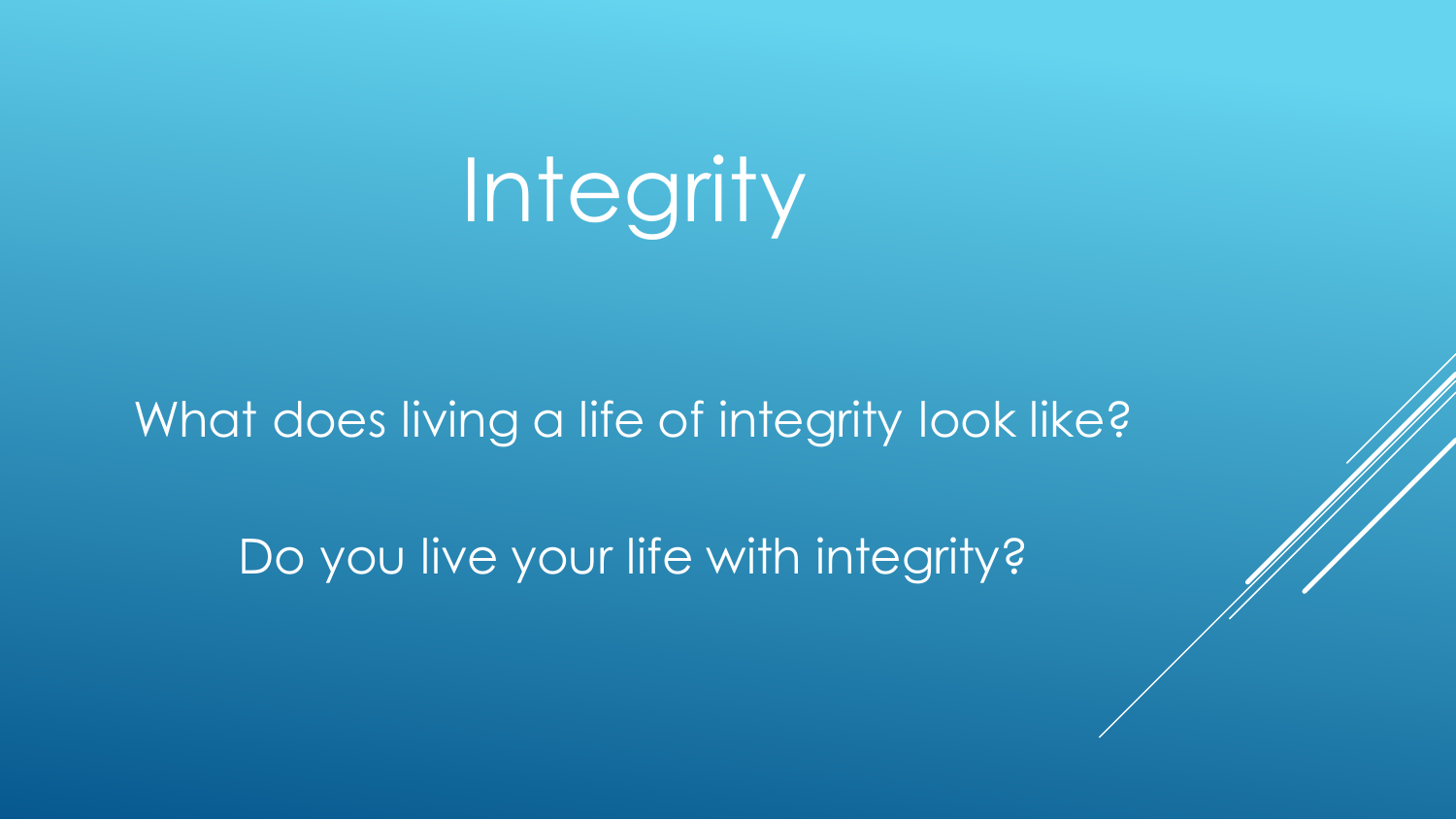# Integrity

What does living a life of integrity look like?

Do you live your life with integrity?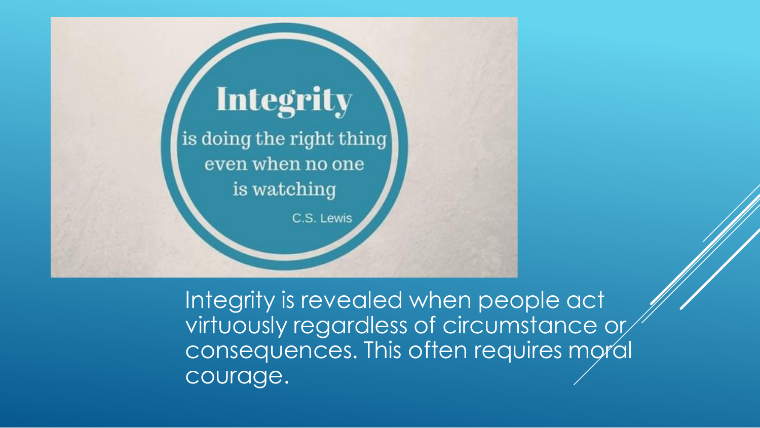**Integrity**

is doing the right thing even when no one is watching

C.S. Lewis

Integrity is revealed when people act virtuously regardless of circumstance or consequences. This often requires moral courage.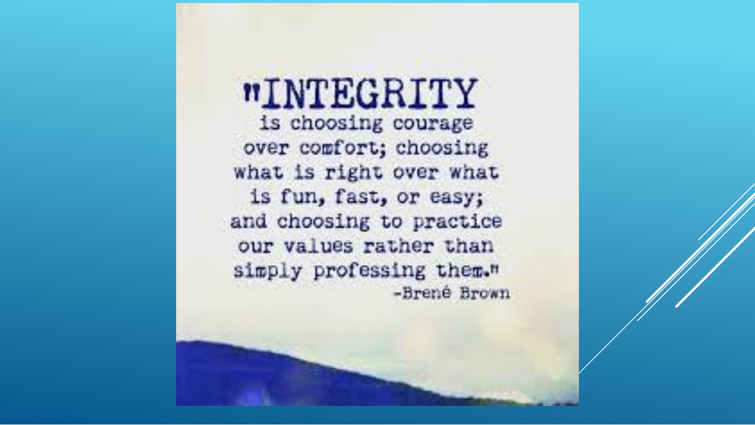"INTEGRITY is choosing courage over comfort; choosing what is right over what is fun, fast, or easy; and choosing to practice our values rather than simply professing them."

-Brené Brown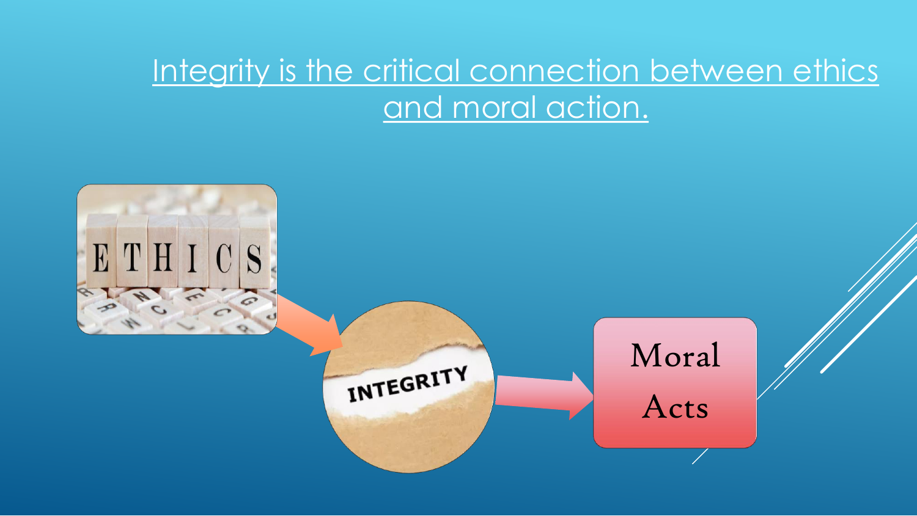Integrity is the critical connection between ethics and moral action.

ETHICS → INTEGRITY → Moral Acts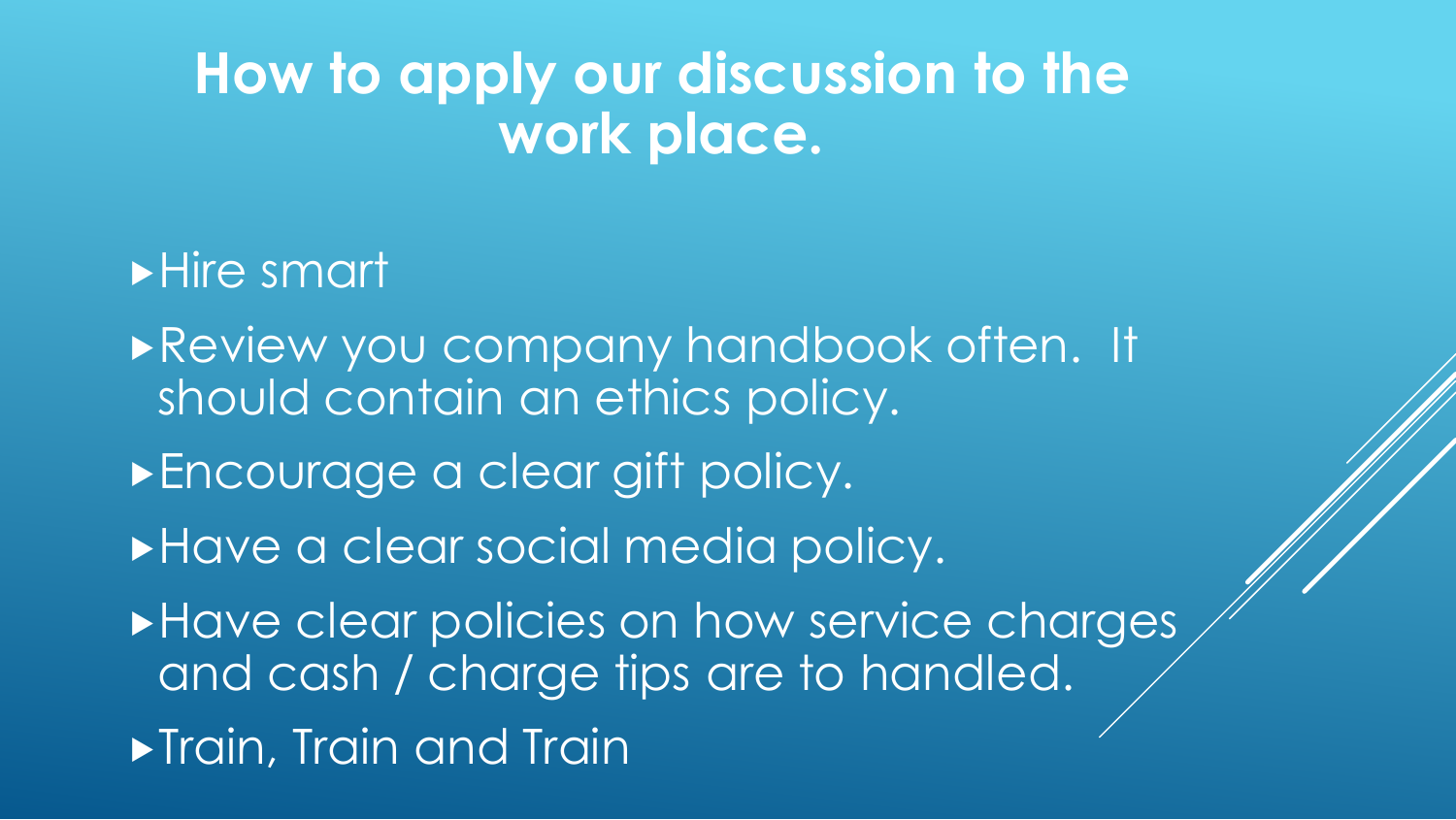# How to apply our discussion to the work place.

- Hire smart
- Review you company handbook often. It should contain an ethics policy.
- Encourage a clear gift policy.
- Have a clear social media policy.
- Have clear policies on how service charges and cash / charge tips are to handled.
- Train, Train and Train